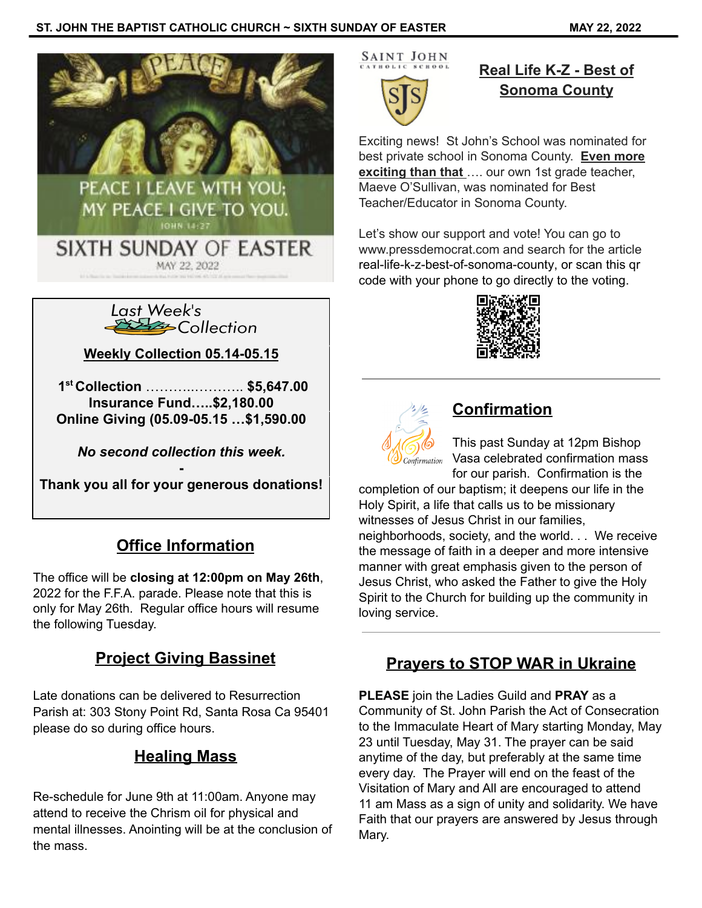PEACE

PEACE I LEAVE WITH YOU; MY PEACE I GIVE TO YOU.

JOHN 14:27

SIXTH SUNDAY OF EASTER

MAY 22, 2022

## Last Week's Collection

**Weekly Collection 05.14-05.15**

**1st Collection …………………… $5,647.00**
**Insurance Fund…..$2,180.00**
**Online Giving (05.09-05.15 …$1,590.00**

***No second collection this week.***

**-**

**Thank you all for your generous donations!**

## Office Information

The office will be **closing at 12:00pm on May 26th**, 2022 for the F.F.A. parade. Please note that this is only for May 26th. Regular office hours will resume the following Tuesday.

## Project Giving Bassinet

Late donations can be delivered to Resurrection Parish at: 303 Stony Point Rd, Santa Rosa Ca 95401 please do so during office hours.

## Healing Mass

Re-schedule for June 9th at 11:00am. Anyone may attend to receive the Chrism oil for physical and mental illnesses. Anointing will be at the conclusion of the mass.

SAINT JOHN CATHOLIC SCHOOL

## Real Life K-Z - Best of Sonoma County

Exciting news! St John's School was nominated for best private school in Sonoma County. **Even more exciting than that** …. our own 1st grade teacher, Maeve O'Sullivan, was nominated for Best Teacher/Educator in Sonoma County.

Let's show our support and vote! You can go to www.pressdemocrat.com and search for the article real-life-k-z-best-of-sonoma-county, or scan this qr code with your phone to go directly to the voting.

## Confirmation

This past Sunday at 12pm Bishop Vasa celebrated confirmation mass for our parish. Confirmation is the completion of our baptism; it deepens our life in the Holy Spirit, a life that calls us to be missionary witnesses of Jesus Christ in our families, neighborhoods, society, and the world. . . We receive the message of faith in a deeper and more intensive manner with great emphasis given to the person of Jesus Christ, who asked the Father to give the Holy Spirit to the Church for building up the community in loving service.

## Prayers to STOP WAR in Ukraine

**PLEASE** join the Ladies Guild and **PRAY** as a Community of St. John Parish the Act of Consecration to the Immaculate Heart of Mary starting Monday, May 23 until Tuesday, May 31. The prayer can be said anytime of the day, but preferably at the same time every day. The Prayer will end on the feast of the Visitation of Mary and All are encouraged to attend 11 am Mass as a sign of unity and solidarity. We have Faith that our prayers are answered by Jesus through Mary.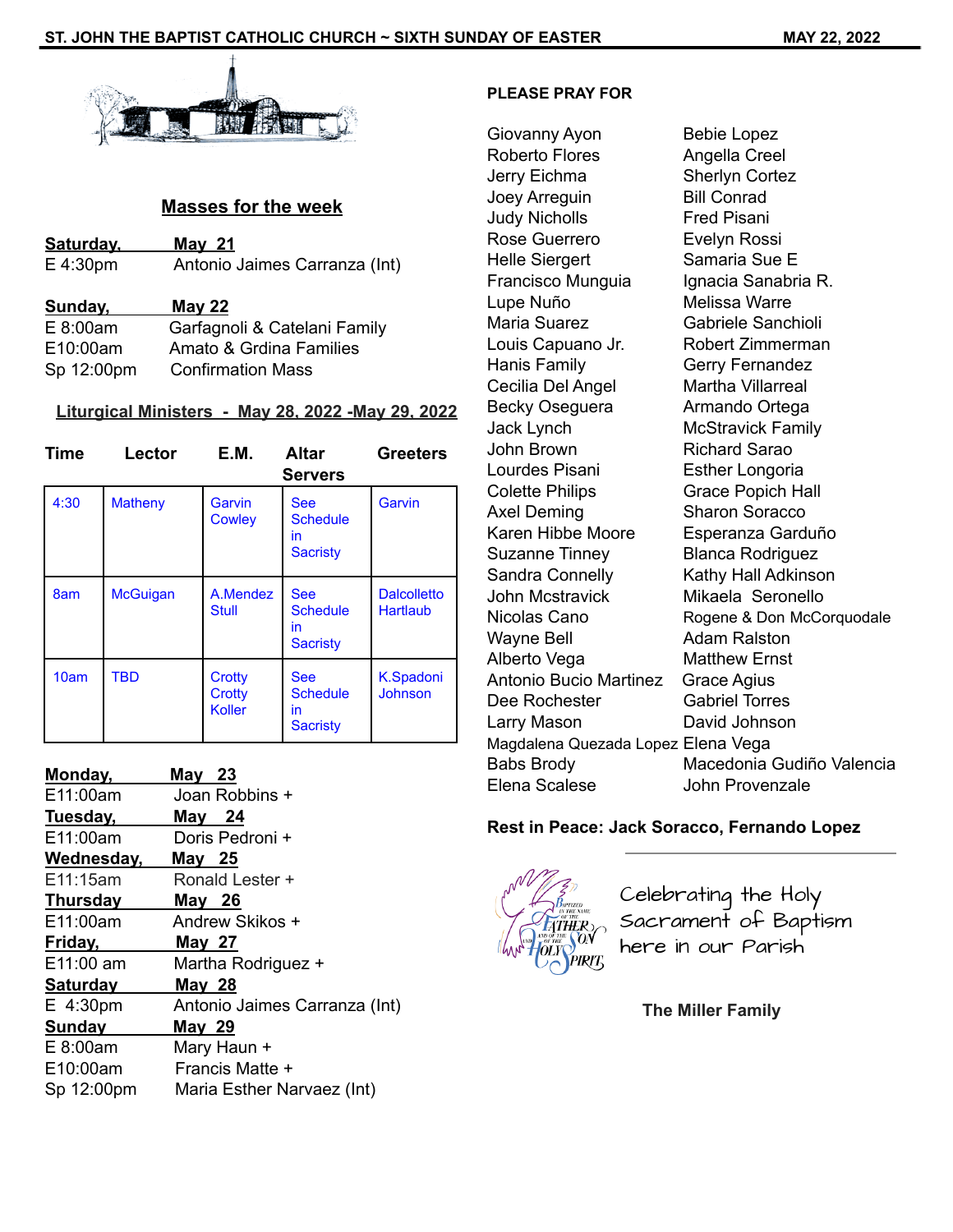ST. JOHN THE BAPTIST CATHOLIC CHURCH ~ SIXTH SUNDAY OF EASTER — MAY 22, 2022

## Masses for the week

**Saturday, May 21**
E 4:30pm — Antonio Jaimes Carranza (Int)

**Sunday, May 22**
E 8:00am — Garfagnoli & Catelani Family
E10:00am — Amato & Grdina Families
Sp 12:00pm — Confirmation Mass

### Liturgical Ministers - May 28, 2022 -May 29, 2022

| Time | Lector | E.M. | Altar Servers | Greeters |
|---|---|---|---|---|
| 4:30 | Matheny | Garvin Cowley | See Schedule in Sacristy | Garvin |
| 8am | McGuigan | A.Mendez Stull | See Schedule in Sacristy | Dalcolletto Hartlaub |
| 10am | TBD | Crotty Crotty Koller | See Schedule in Sacristy | K.Spadoni Johnson |

**Monday, May 23**
E11:00am — Joan Robbins +

**Tuesday, May 24**
E11:00am — Doris Pedroni +

**Wednesday, May 25**
E11:15am — Ronald Lester +

**Thursday May 26**
E11:00am — Andrew Skikos +

**Friday, May 27**
E11:00 am — Martha Rodriguez +

**Saturday May 28**
E 4:30pm — Antonio Jaimes Carranza (Int)

**Sunday May 29**
E 8:00am — Mary Haun +
E10:00am — Francis Matte +
Sp 12:00pm — Maria Esther Narvaez (Int)

## PLEASE PRAY FOR

Giovanny Ayon
Roberto Flores
Jerry Eichma
Joey Arreguin
Judy Nicholls
Rose Guerrero
Helle Siergert
Francisco Munguia
Lupe Nuño
Maria Suarez
Louis Capuano Jr.
Hanis Family
Cecilia Del Angel
Becky Oseguera
Jack Lynch
John Brown
Lourdes Pisani
Colette Philips
Axel Deming
Karen Hibbe Moore
Suzanne Tinney
Sandra Connelly
John Mcstravick
Nicolas Cano
Wayne Bell
Alberto Vega
Antonio Bucio Martinez
Dee Rochester
Larry Mason
Magdalena Quezada Lopez
Babs Brody
Elena Scalese
Bebie Lopez
Angella Creel
Sherlyn Cortez
Bill Conrad
Fred Pisani
Evelyn Rossi
Samaria Sue E
Ignacia Sanabria R.
Melissa Warre
Gabriele Sanchioli
Robert Zimmerman
Gerry Fernandez
Martha Villarreal
Armando Ortega
McStravick Family
Richard Sarao
Esther Longoria
Grace Popich Hall
Sharon Soracco
Esperanza Garduño
Blanca Rodriguez
Kathy Hall Adkinson
Mikaela Seronello
Rogene & Don McCorquodale
Adam Ralston
Matthew Ernst
Grace Agius
Gabriel Torres
David Johnson
Elena Vega
Macedonia Gudiño Valencia
John Provenzale

**Rest in Peace: Jack Soracco, Fernando Lopez**

Celebrating the Holy Sacrament of Baptism here in our Parish

**The Miller Family**